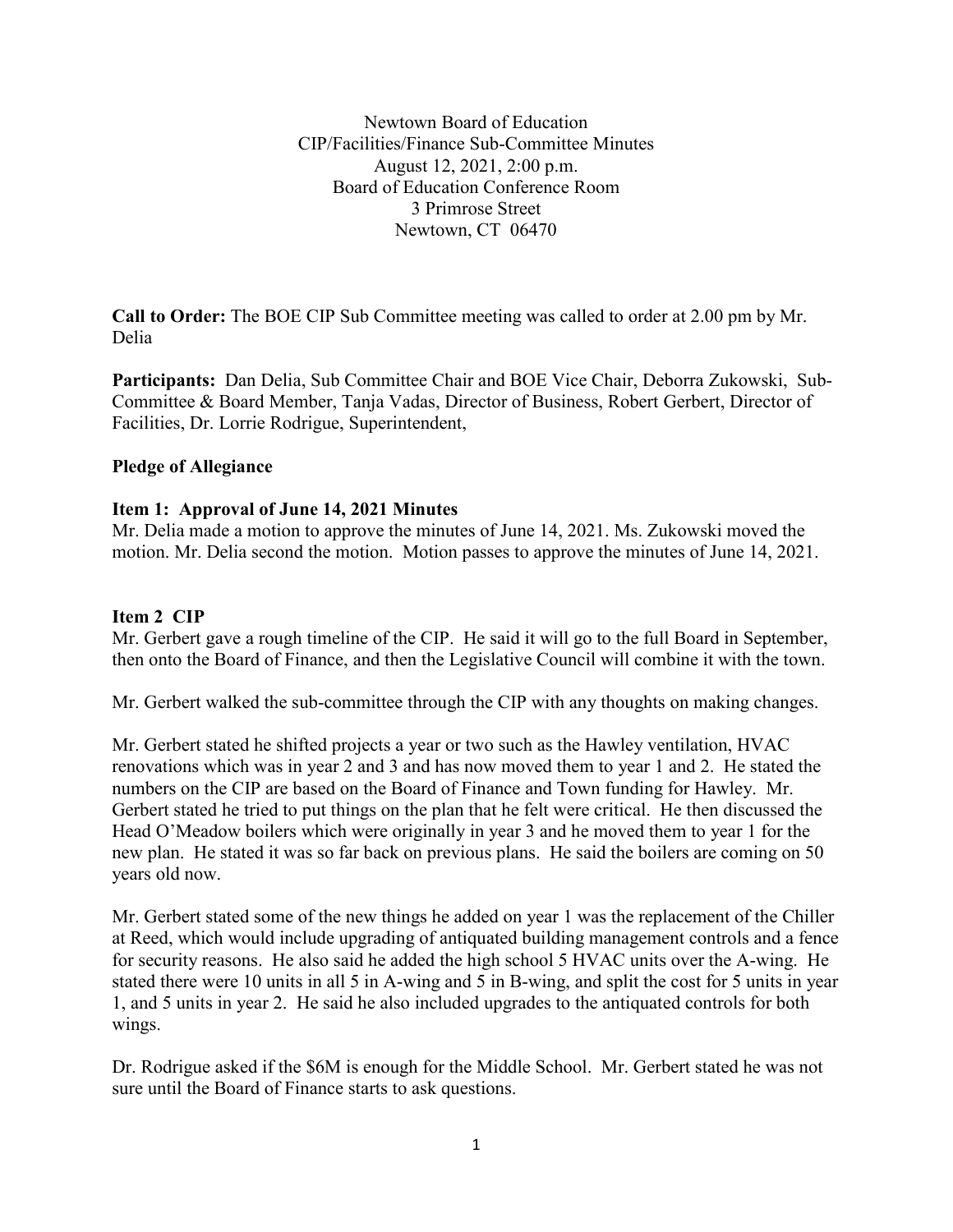Newtown Board of Education
CIP/Facilities/Finance Sub-Committee Minutes
August 12, 2021, 2:00 p.m.
Board of Education Conference Room
3 Primrose Street
Newtown, CT 06470

**Call to Order:** The BOE CIP Sub Committee meeting was called to order at 2.00 pm by Mr. Delia

**Participants:** Dan Delia, Sub Committee Chair and BOE Vice Chair, Deborra Zukowski, Sub-Committee & Board Member, Tanja Vadas, Director of Business, Robert Gerbert, Director of Facilities, Dr. Lorrie Rodrigue, Superintendent,

**Pledge of Allegiance**

**Item 1: Approval of June 14, 2021 Minutes**

Mr. Delia made a motion to approve the minutes of June 14, 2021. Ms. Zukowski moved the motion. Mr. Delia second the motion. Motion passes to approve the minutes of June 14, 2021.

**Item 2 CIP**

Mr. Gerbert gave a rough timeline of the CIP. He said it will go to the full Board in September, then onto the Board of Finance, and then the Legislative Council will combine it with the town.

Mr. Gerbert walked the sub-committee through the CIP with any thoughts on making changes.

Mr. Gerbert stated he shifted projects a year or two such as the Hawley ventilation, HVAC renovations which was in year 2 and 3 and has now moved them to year 1 and 2. He stated the numbers on the CIP are based on the Board of Finance and Town funding for Hawley. Mr. Gerbert stated he tried to put things on the plan that he felt were critical. He then discussed the Head O'Meadow boilers which were originally in year 3 and he moved them to year 1 for the new plan. He stated it was so far back on previous plans. He said the boilers are coming on 50 years old now.

Mr. Gerbert stated some of the new things he added on year 1 was the replacement of the Chiller at Reed, which would include upgrading of antiquated building management controls and a fence for security reasons. He also said he added the high school 5 HVAC units over the A-wing. He stated there were 10 units in all 5 in A-wing and 5 in B-wing, and split the cost for 5 units in year 1, and 5 units in year 2. He said he also included upgrades to the antiquated controls for both wings.

Dr. Rodrigue asked if the $6M is enough for the Middle School. Mr. Gerbert stated he was not sure until the Board of Finance starts to ask questions.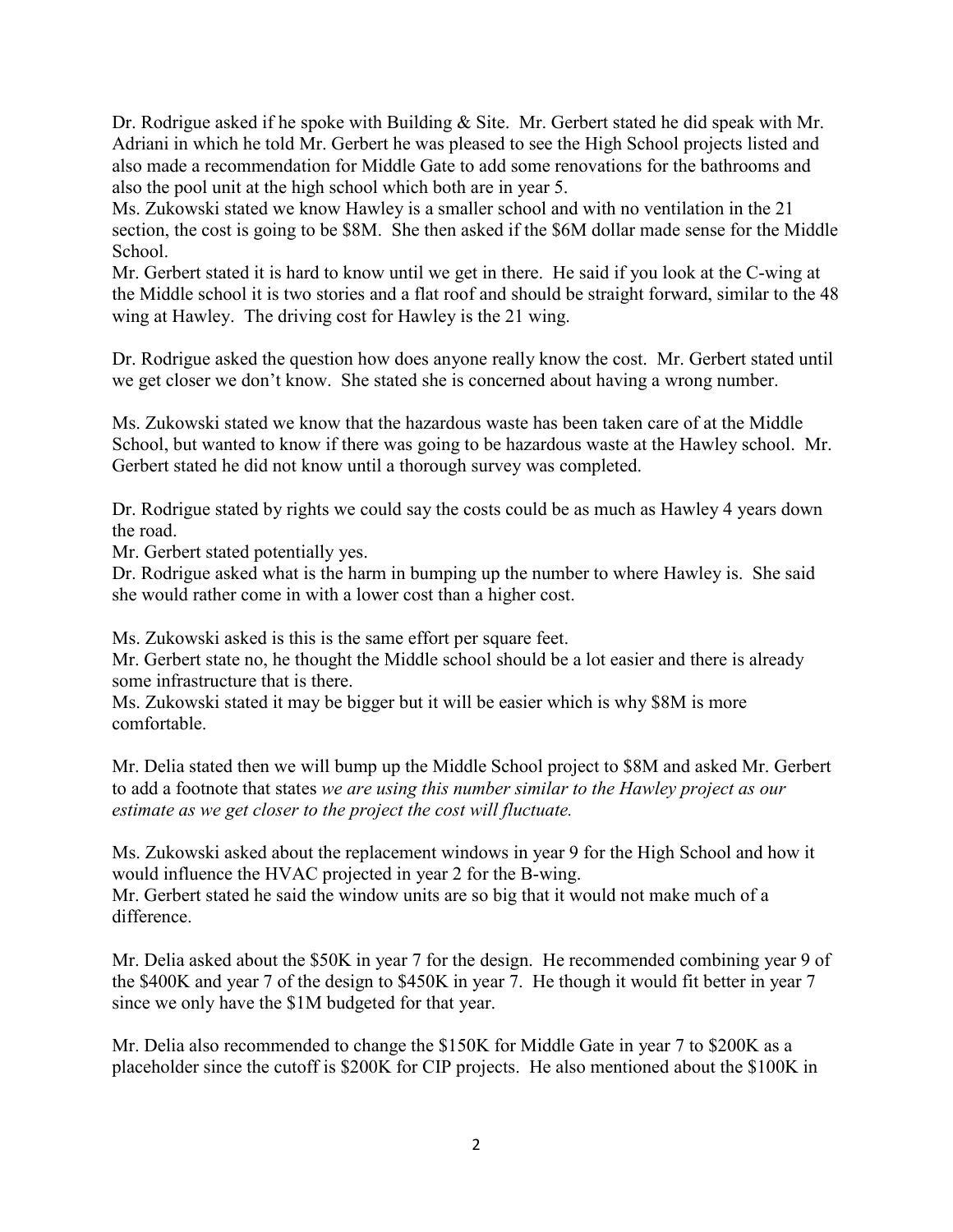Dr. Rodrigue asked if he spoke with Building & Site. Mr. Gerbert stated he did speak with Mr. Adriani in which he told Mr. Gerbert he was pleased to see the High School projects listed and also made a recommendation for Middle Gate to add some renovations for the bathrooms and also the pool unit at the high school which both are in year 5.
Ms. Zukowski stated we know Hawley is a smaller school and with no ventilation in the 21 section, the cost is going to be $8M. She then asked if the $6M dollar made sense for the Middle School.
Mr. Gerbert stated it is hard to know until we get in there. He said if you look at the C-wing at the Middle school it is two stories and a flat roof and should be straight forward, similar to the 48 wing at Hawley. The driving cost for Hawley is the 21 wing.

Dr. Rodrigue asked the question how does anyone really know the cost. Mr. Gerbert stated until we get closer we don't know. She stated she is concerned about having a wrong number.

Ms. Zukowski stated we know that the hazardous waste has been taken care of at the Middle School, but wanted to know if there was going to be hazardous waste at the Hawley school. Mr. Gerbert stated he did not know until a thorough survey was completed.

Dr. Rodrigue stated by rights we could say the costs could be as much as Hawley 4 years down the road.
Mr. Gerbert stated potentially yes.
Dr. Rodrigue asked what is the harm in bumping up the number to where Hawley is. She said she would rather come in with a lower cost than a higher cost.

Ms. Zukowski asked is this is the same effort per square feet.
Mr. Gerbert state no, he thought the Middle school should be a lot easier and there is already some infrastructure that is there.
Ms. Zukowski stated it may be bigger but it will be easier which is why $8M is more comfortable.

Mr. Delia stated then we will bump up the Middle School project to $8M and asked Mr. Gerbert to add a footnote that states *we are using this number similar to the Hawley project as our estimate as we get closer to the project the cost will fluctuate.*

Ms. Zukowski asked about the replacement windows in year 9 for the High School and how it would influence the HVAC projected in year 2 for the B-wing.
Mr. Gerbert stated he said the window units are so big that it would not make much of a difference.

Mr. Delia asked about the $50K in year 7 for the design. He recommended combining year 9 of the $400K and year 7 of the design to $450K in year 7. He though it would fit better in year 7 since we only have the $1M budgeted for that year.

Mr. Delia also recommended to change the $150K for Middle Gate in year 7 to $200K as a placeholder since the cutoff is $200K for CIP projects. He also mentioned about the $100K in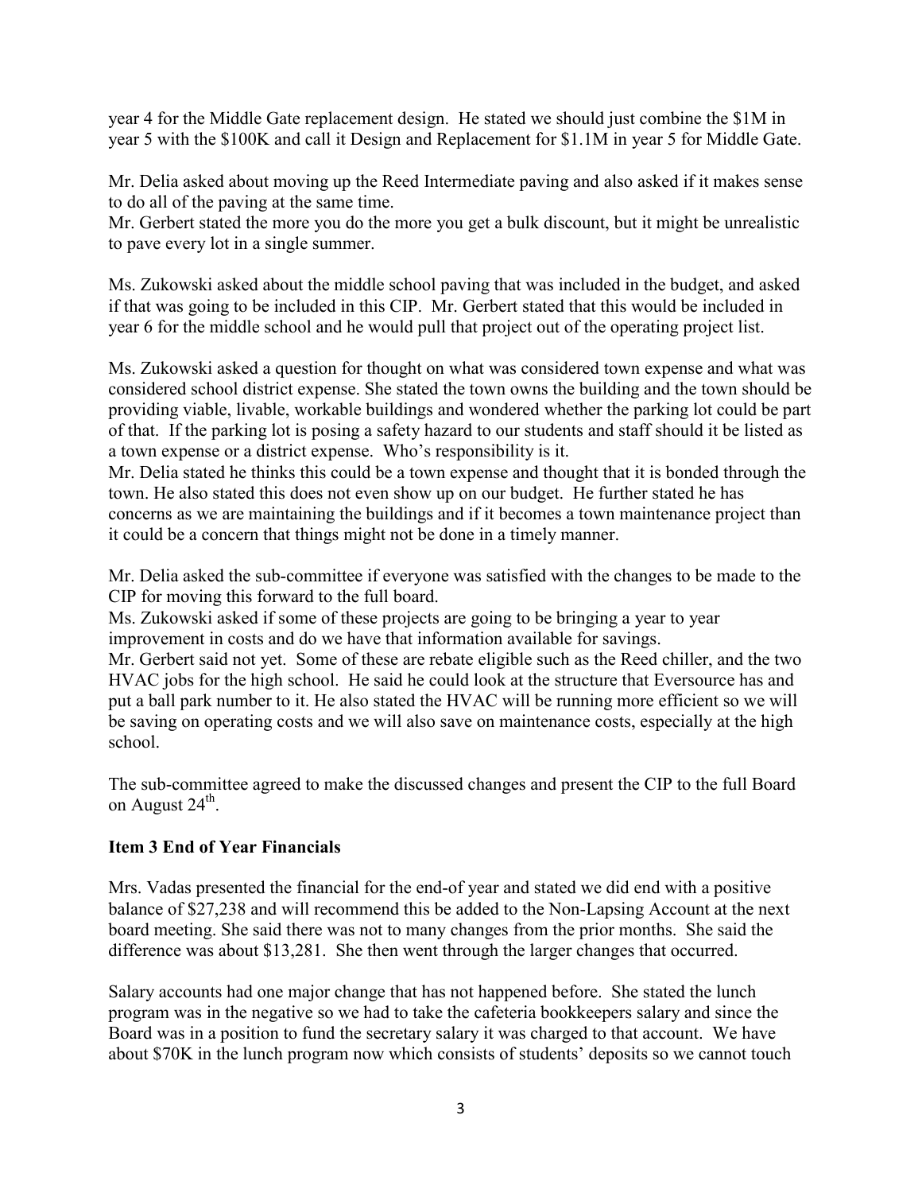year 4 for the Middle Gate replacement design. He stated we should just combine the $1M in year 5 with the $100K and call it Design and Replacement for $1.1M in year 5 for Middle Gate.

Mr. Delia asked about moving up the Reed Intermediate paving and also asked if it makes sense to do all of the paving at the same time.
Mr. Gerbert stated the more you do the more you get a bulk discount, but it might be unrealistic to pave every lot in a single summer.

Ms. Zukowski asked about the middle school paving that was included in the budget, and asked if that was going to be included in this CIP. Mr. Gerbert stated that this would be included in year 6 for the middle school and he would pull that project out of the operating project list.

Ms. Zukowski asked a question for thought on what was considered town expense and what was considered school district expense. She stated the town owns the building and the town should be providing viable, livable, workable buildings and wondered whether the parking lot could be part of that. If the parking lot is posing a safety hazard to our students and staff should it be listed as a town expense or a district expense. Who's responsibility is it.
Mr. Delia stated he thinks this could be a town expense and thought that it is bonded through the town. He also stated this does not even show up on our budget. He further stated he has concerns as we are maintaining the buildings and if it becomes a town maintenance project than it could be a concern that things might not be done in a timely manner.

Mr. Delia asked the sub-committee if everyone was satisfied with the changes to be made to the CIP for moving this forward to the full board.
Ms. Zukowski asked if some of these projects are going to be bringing a year to year improvement in costs and do we have that information available for savings.
Mr. Gerbert said not yet. Some of these are rebate eligible such as the Reed chiller, and the two HVAC jobs for the high school. He said he could look at the structure that Eversource has and put a ball park number to it. He also stated the HVAC will be running more efficient so we will be saving on operating costs and we will also save on maintenance costs, especially at the high school.

The sub-committee agreed to make the discussed changes and present the CIP to the full Board on August 24th.

**Item 3 End of Year Financials**

Mrs. Vadas presented the financial for the end-of year and stated we did end with a positive balance of $27,238 and will recommend this be added to the Non-Lapsing Account at the next board meeting. She said there was not to many changes from the prior months. She said the difference was about $13,281. She then went through the larger changes that occurred.

Salary accounts had one major change that has not happened before. She stated the lunch program was in the negative so we had to take the cafeteria bookkeepers salary and since the Board was in a position to fund the secretary salary it was charged to that account. We have about $70K in the lunch program now which consists of students' deposits so we cannot touch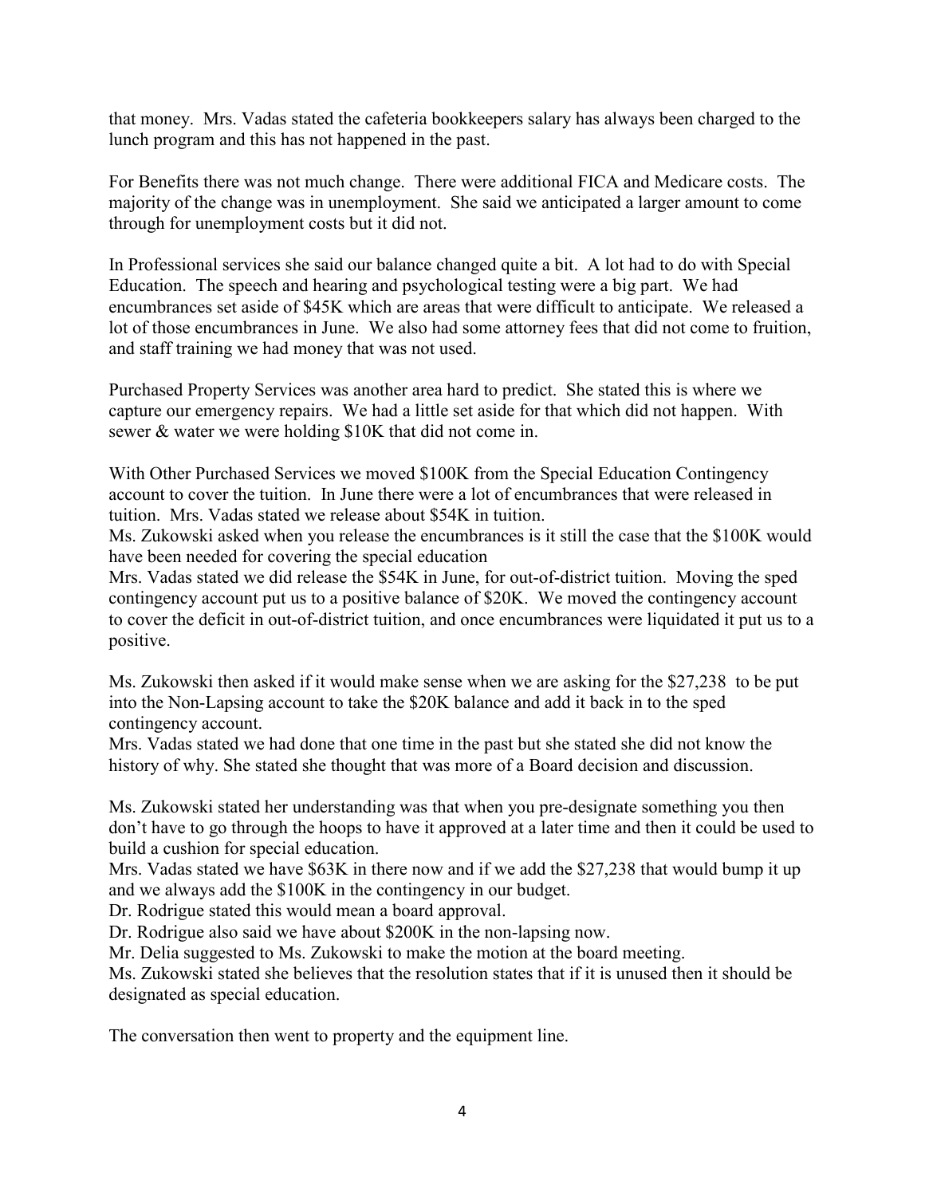that money. Mrs. Vadas stated the cafeteria bookkeepers salary has always been charged to the lunch program and this has not happened in the past.

For Benefits there was not much change. There were additional FICA and Medicare costs. The majority of the change was in unemployment. She said we anticipated a larger amount to come through for unemployment costs but it did not.

In Professional services she said our balance changed quite a bit. A lot had to do with Special Education. The speech and hearing and psychological testing were a big part. We had encumbrances set aside of $45K which are areas that were difficult to anticipate. We released a lot of those encumbrances in June. We also had some attorney fees that did not come to fruition, and staff training we had money that was not used.

Purchased Property Services was another area hard to predict. She stated this is where we capture our emergency repairs. We had a little set aside for that which did not happen. With sewer & water we were holding $10K that did not come in.

With Other Purchased Services we moved $100K from the Special Education Contingency account to cover the tuition. In June there were a lot of encumbrances that were released in tuition. Mrs. Vadas stated we release about $54K in tuition.
Ms. Zukowski asked when you release the encumbrances is it still the case that the $100K would have been needed for covering the special education
Mrs. Vadas stated we did release the $54K in June, for out-of-district tuition. Moving the sped contingency account put us to a positive balance of $20K. We moved the contingency account to cover the deficit in out-of-district tuition, and once encumbrances were liquidated it put us to a positive.

Ms. Zukowski then asked if it would make sense when we are asking for the $27,238 to be put into the Non-Lapsing account to take the $20K balance and add it back in to the sped contingency account.
Mrs. Vadas stated we had done that one time in the past but she stated she did not know the history of why. She stated she thought that was more of a Board decision and discussion.

Ms. Zukowski stated her understanding was that when you pre-designate something you then don't have to go through the hoops to have it approved at a later time and then it could be used to build a cushion for special education.
Mrs. Vadas stated we have $63K in there now and if we add the $27,238 that would bump it up and we always add the $100K in the contingency in our budget.
Dr. Rodrigue stated this would mean a board approval.
Dr. Rodrigue also said we have about $200K in the non-lapsing now.
Mr. Delia suggested to Ms. Zukowski to make the motion at the board meeting.
Ms. Zukowski stated she believes that the resolution states that if it is unused then it should be designated as special education.

The conversation then went to property and the equipment line.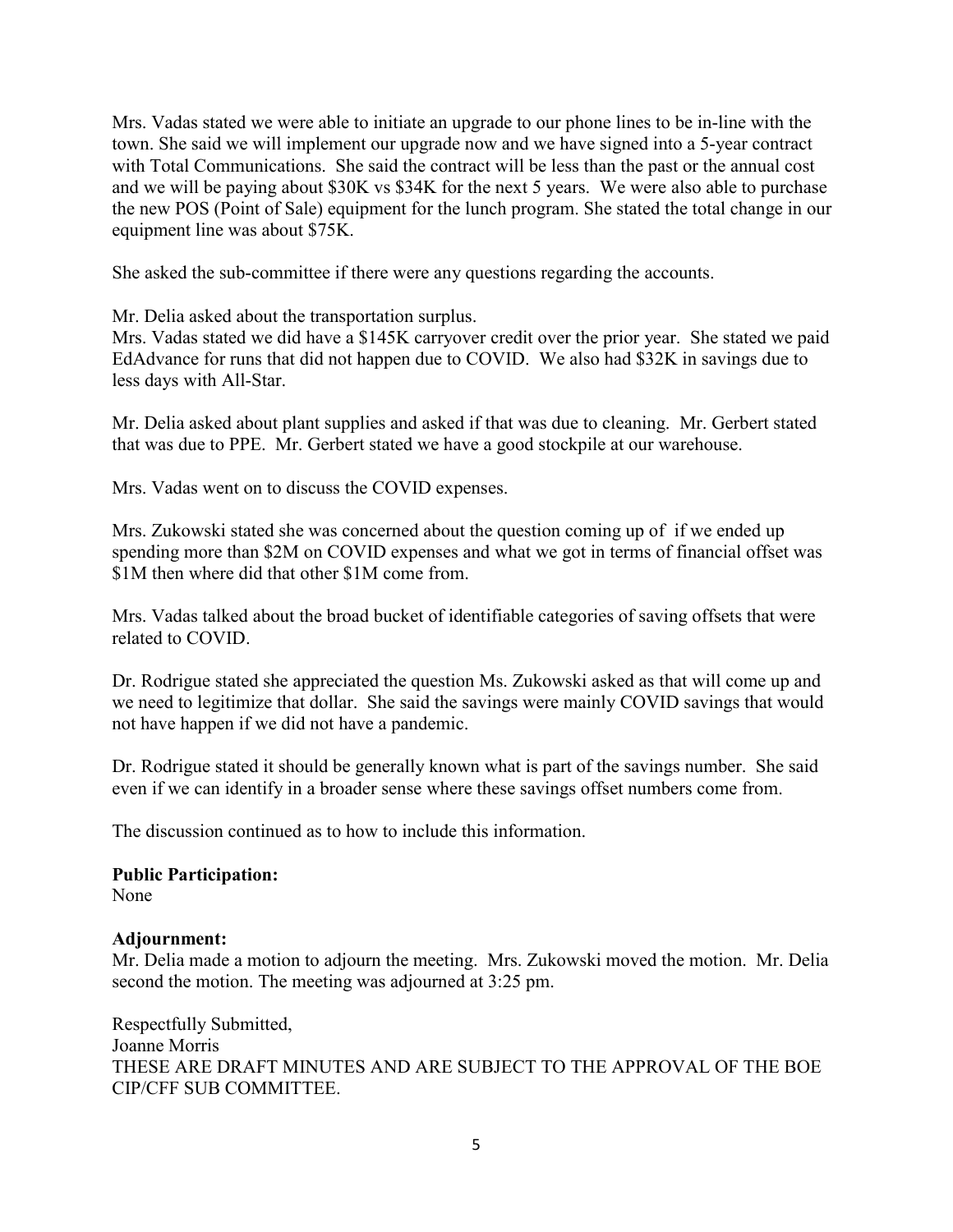Mrs. Vadas stated we were able to initiate an upgrade to our phone lines to be in-line with the town. She said we will implement our upgrade now and we have signed into a 5-year contract with Total Communications. She said the contract will be less than the past or the annual cost and we will be paying about $30K vs $34K for the next 5 years. We were also able to purchase the new POS (Point of Sale) equipment for the lunch program. She stated the total change in our equipment line was about $75K.

She asked the sub-committee if there were any questions regarding the accounts.

Mr. Delia asked about the transportation surplus.
Mrs. Vadas stated we did have a $145K carryover credit over the prior year. She stated we paid EdAdvance for runs that did not happen due to COVID. We also had $32K in savings due to less days with All-Star.

Mr. Delia asked about plant supplies and asked if that was due to cleaning. Mr. Gerbert stated that was due to PPE. Mr. Gerbert stated we have a good stockpile at our warehouse.

Mrs. Vadas went on to discuss the COVID expenses.

Mrs. Zukowski stated she was concerned about the question coming up of if we ended up spending more than $2M on COVID expenses and what we got in terms of financial offset was $1M then where did that other $1M come from.

Mrs. Vadas talked about the broad bucket of identifiable categories of saving offsets that were related to COVID.

Dr. Rodrigue stated she appreciated the question Ms. Zukowski asked as that will come up and we need to legitimize that dollar. She said the savings were mainly COVID savings that would not have happen if we did not have a pandemic.

Dr. Rodrigue stated it should be generally known what is part of the savings number. She said even if we can identify in a broader sense where these savings offset numbers come from.

The discussion continued as to how to include this information.

**Public Participation:**
None

**Adjournment:**
Mr. Delia made a motion to adjourn the meeting. Mrs. Zukowski moved the motion. Mr. Delia second the motion. The meeting was adjourned at 3:25 pm.

Respectfully Submitted,
Joanne Morris
THESE ARE DRAFT MINUTES AND ARE SUBJECT TO THE APPROVAL OF THE BOE CIP/CFF SUB COMMITTEE.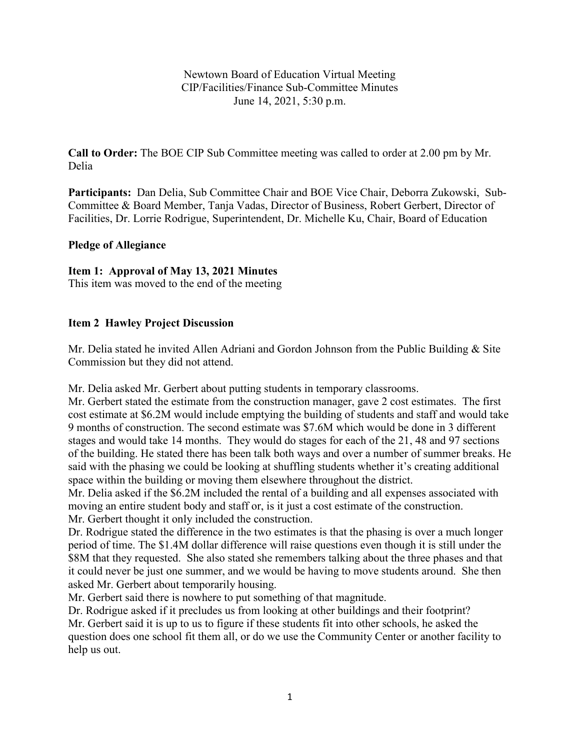Newtown Board of Education Virtual Meeting
CIP/Facilities/Finance Sub-Committee Minutes
June 14, 2021, 5:30 p.m.

**Call to Order:** The BOE CIP Sub Committee meeting was called to order at 2.00 pm by Mr. Delia

**Participants:** Dan Delia, Sub Committee Chair and BOE Vice Chair, Deborra Zukowski, Sub-Committee & Board Member, Tanja Vadas, Director of Business, Robert Gerbert, Director of Facilities, Dr. Lorrie Rodrigue, Superintendent, Dr. Michelle Ku, Chair, Board of Education

**Pledge of Allegiance**

**Item 1: Approval of May 13, 2021 Minutes**
This item was moved to the end of the meeting

**Item 2 Hawley Project Discussion**

Mr. Delia stated he invited Allen Adriani and Gordon Johnson from the Public Building & Site Commission but they did not attend.

Mr. Delia asked Mr. Gerbert about putting students in temporary classrooms.
Mr. Gerbert stated the estimate from the construction manager, gave 2 cost estimates. The first cost estimate at $6.2M would include emptying the building of students and staff and would take 9 months of construction. The second estimate was $7.6M which would be done in 3 different stages and would take 14 months. They would do stages for each of the 21, 48 and 97 sections of the building. He stated there has been talk both ways and over a number of summer breaks. He said with the phasing we could be looking at shuffling students whether it's creating additional space within the building or moving them elsewhere throughout the district.
Mr. Delia asked if the $6.2M included the rental of a building and all expenses associated with moving an entire student body and staff or, is it just a cost estimate of the construction.
Mr. Gerbert thought it only included the construction.
Dr. Rodrigue stated the difference in the two estimates is that the phasing is over a much longer period of time. The $1.4M dollar difference will raise questions even though it is still under the $8M that they requested. She also stated she remembers talking about the three phases and that it could never be just one summer, and we would be having to move students around. She then asked Mr. Gerbert about temporarily housing.
Mr. Gerbert said there is nowhere to put something of that magnitude.
Dr. Rodrigue asked if it precludes us from looking at other buildings and their footprint?
Mr. Gerbert said it is up to us to figure if these students fit into other schools, he asked the question does one school fit them all, or do we use the Community Center or another facility to help us out.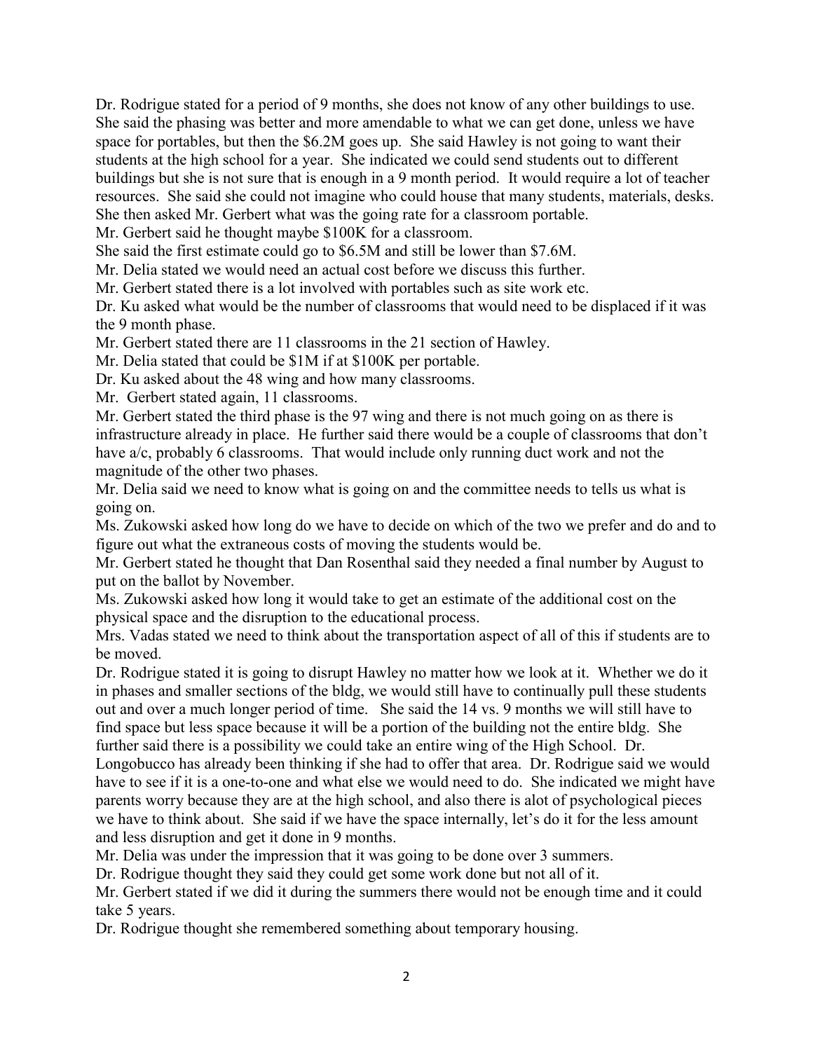Dr. Rodrigue stated for a period of 9 months, she does not know of any other buildings to use. She said the phasing was better and more amendable to what we can get done, unless we have space for portables, but then the $6.2M goes up. She said Hawley is not going to want their students at the high school for a year. She indicated we could send students out to different buildings but she is not sure that is enough in a 9 month period. It would require a lot of teacher resources. She said she could not imagine who could house that many students, materials, desks. She then asked Mr. Gerbert what was the going rate for a classroom portable.

Mr. Gerbert said he thought maybe $100K for a classroom.

She said the first estimate could go to $6.5M and still be lower than $7.6M.

Mr. Delia stated we would need an actual cost before we discuss this further.

Mr. Gerbert stated there is a lot involved with portables such as site work etc.

Dr. Ku asked what would be the number of classrooms that would need to be displaced if it was the 9 month phase.

Mr. Gerbert stated there are 11 classrooms in the 21 section of Hawley.

Mr. Delia stated that could be $1M if at $100K per portable.

Dr. Ku asked about the 48 wing and how many classrooms.

Mr. Gerbert stated again, 11 classrooms.

Mr. Gerbert stated the third phase is the 97 wing and there is not much going on as there is infrastructure already in place. He further said there would be a couple of classrooms that don't have a/c, probably 6 classrooms. That would include only running duct work and not the magnitude of the other two phases.

Mr. Delia said we need to know what is going on and the committee needs to tells us what is going on.

Ms. Zukowski asked how long do we have to decide on which of the two we prefer and do and to figure out what the extraneous costs of moving the students would be.

Mr. Gerbert stated he thought that Dan Rosenthal said they needed a final number by August to put on the ballot by November.

Ms. Zukowski asked how long it would take to get an estimate of the additional cost on the physical space and the disruption to the educational process.

Mrs. Vadas stated we need to think about the transportation aspect of all of this if students are to be moved.

Dr. Rodrigue stated it is going to disrupt Hawley no matter how we look at it. Whether we do it in phases and smaller sections of the bldg, we would still have to continually pull these students out and over a much longer period of time. She said the 14 vs. 9 months we will still have to find space but less space because it will be a portion of the building not the entire bldg. She further said there is a possibility we could take an entire wing of the High School. Dr. Longobucco has already been thinking if she had to offer that area. Dr. Rodrigue said we would have to see if it is a one-to-one and what else we would need to do. She indicated we might have parents worry because they are at the high school, and also there is alot of psychological pieces we have to think about. She said if we have the space internally, let's do it for the less amount and less disruption and get it done in 9 months.

Mr. Delia was under the impression that it was going to be done over 3 summers.

Dr. Rodrigue thought they said they could get some work done but not all of it.

Mr. Gerbert stated if we did it during the summers there would not be enough time and it could take 5 years.

Dr. Rodrigue thought she remembered something about temporary housing.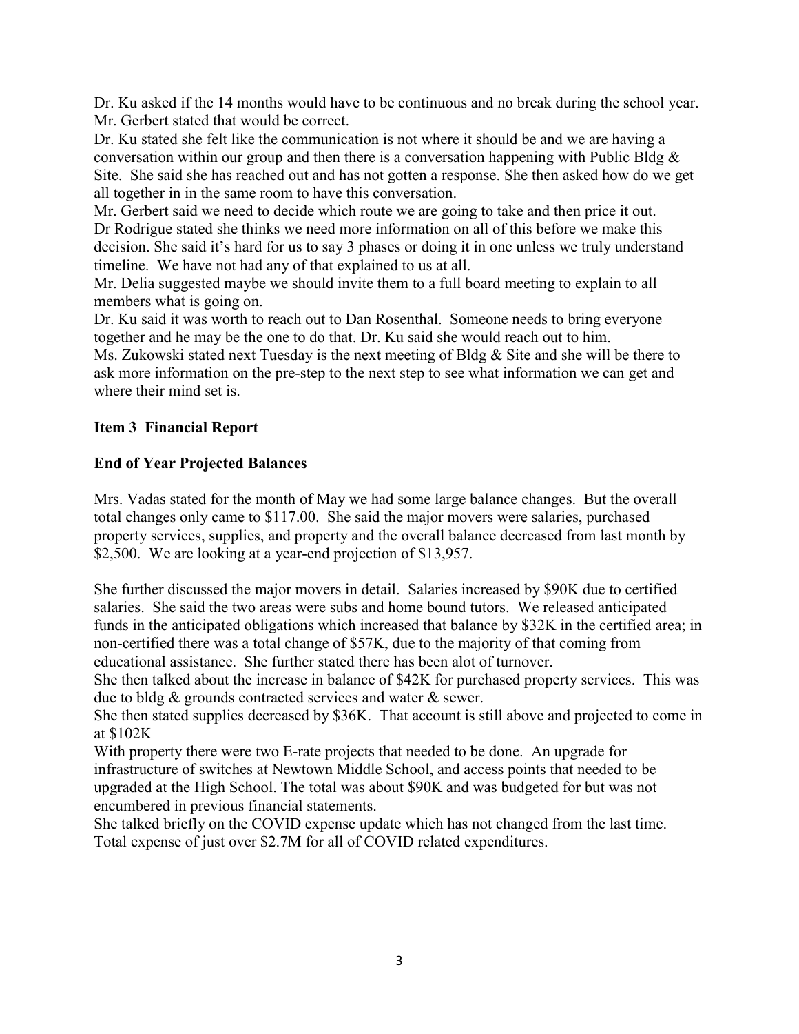Dr. Ku asked if the 14 months would have to be continuous and no break during the school year. Mr. Gerbert stated that would be correct.

Dr. Ku stated she felt like the communication is not where it should be and we are having a conversation within our group and then there is a conversation happening with Public Bldg & Site. She said she has reached out and has not gotten a response. She then asked how do we get all together in in the same room to have this conversation.

Mr. Gerbert said we need to decide which route we are going to take and then price it out.

Dr Rodrigue stated she thinks we need more information on all of this before we make this decision. She said it's hard for us to say 3 phases or doing it in one unless we truly understand timeline. We have not had any of that explained to us at all.

Mr. Delia suggested maybe we should invite them to a full board meeting to explain to all members what is going on.

Dr. Ku said it was worth to reach out to Dan Rosenthal. Someone needs to bring everyone together and he may be the one to do that. Dr. Ku said she would reach out to him.

Ms. Zukowski stated next Tuesday is the next meeting of Bldg & Site and she will be there to ask more information on the pre-step to the next step to see what information we can get and where their mind set is.

**Item 3 Financial Report**

**End of Year Projected Balances**

Mrs. Vadas stated for the month of May we had some large balance changes. But the overall total changes only came to $117.00. She said the major movers were salaries, purchased property services, supplies, and property and the overall balance decreased from last month by $2,500. We are looking at a year-end projection of $13,957.

She further discussed the major movers in detail. Salaries increased by $90K due to certified salaries. She said the two areas were subs and home bound tutors. We released anticipated funds in the anticipated obligations which increased that balance by $32K in the certified area; in non-certified there was a total change of $57K, due to the majority of that coming from educational assistance. She further stated there has been alot of turnover.

She then talked about the increase in balance of $42K for purchased property services. This was due to bldg & grounds contracted services and water & sewer.

She then stated supplies decreased by $36K. That account is still above and projected to come in at $102K

With property there were two E-rate projects that needed to be done. An upgrade for infrastructure of switches at Newtown Middle School, and access points that needed to be upgraded at the High School. The total was about $90K and was budgeted for but was not encumbered in previous financial statements.

She talked briefly on the COVID expense update which has not changed from the last time. Total expense of just over $2.7M for all of COVID related expenditures.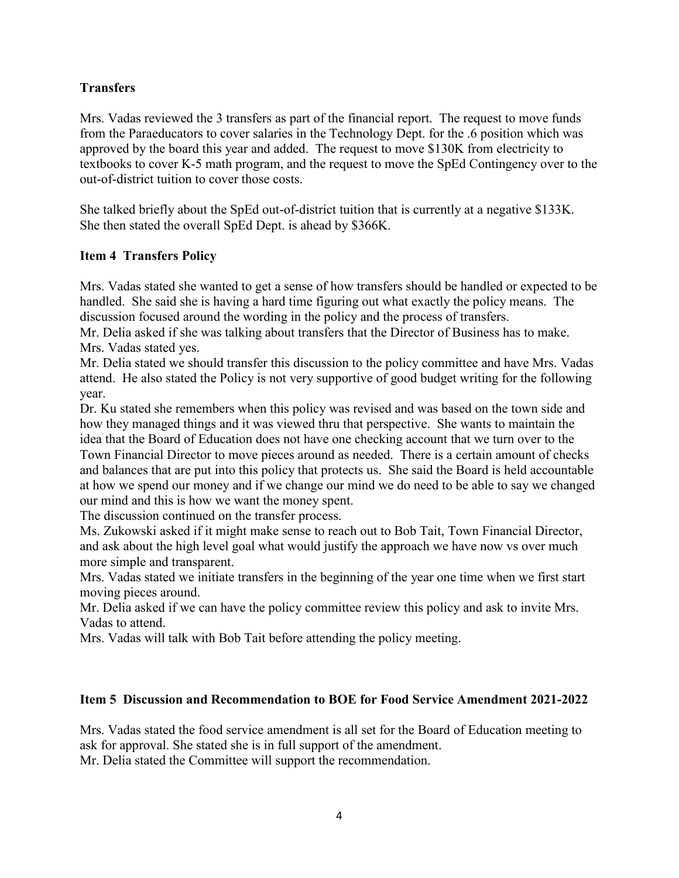**Transfers**

Mrs. Vadas reviewed the 3 transfers as part of the financial report. The request to move funds from the Paraeducators to cover salaries in the Technology Dept. for the .6 position which was approved by the board this year and added. The request to move $130K from electricity to textbooks to cover K-5 math program, and the request to move the SpEd Contingency over to the out-of-district tuition to cover those costs.

She talked briefly about the SpEd out-of-district tuition that is currently at a negative $133K. She then stated the overall SpEd Dept. is ahead by $366K.

**Item 4 Transfers Policy**

Mrs. Vadas stated she wanted to get a sense of how transfers should be handled or expected to be handled. She said she is having a hard time figuring out what exactly the policy means. The discussion focused around the wording in the policy and the process of transfers.
Mr. Delia asked if she was talking about transfers that the Director of Business has to make. Mrs. Vadas stated yes.
Mr. Delia stated we should transfer this discussion to the policy committee and have Mrs. Vadas attend. He also stated the Policy is not very supportive of good budget writing for the following year.
Dr. Ku stated she remembers when this policy was revised and was based on the town side and how they managed things and it was viewed thru that perspective. She wants to maintain the idea that the Board of Education does not have one checking account that we turn over to the Town Financial Director to move pieces around as needed. There is a certain amount of checks and balances that are put into this policy that protects us. She said the Board is held accountable at how we spend our money and if we change our mind we do need to be able to say we changed our mind and this is how we want the money spent.
The discussion continued on the transfer process.
Ms. Zukowski asked if it might make sense to reach out to Bob Tait, Town Financial Director, and ask about the high level goal what would justify the approach we have now vs over much more simple and transparent.
Mrs. Vadas stated we initiate transfers in the beginning of the year one time when we first start moving pieces around.
Mr. Delia asked if we can have the policy committee review this policy and ask to invite Mrs. Vadas to attend.
Mrs. Vadas will talk with Bob Tait before attending the policy meeting.

**Item 5 Discussion and Recommendation to BOE for Food Service Amendment 2021-2022**

Mrs. Vadas stated the food service amendment is all set for the Board of Education meeting to ask for approval. She stated she is in full support of the amendment.
Mr. Delia stated the Committee will support the recommendation.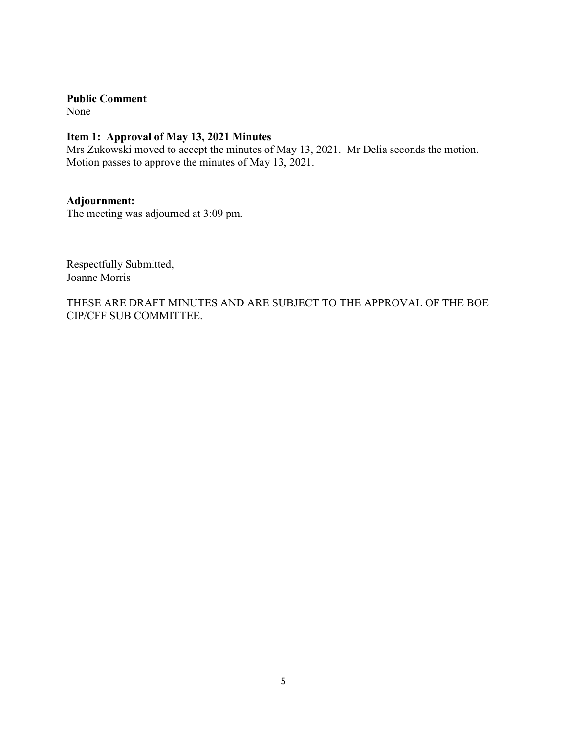**Public Comment**
None

**Item 1: Approval of May 13, 2021 Minutes**
Mrs Zukowski moved to accept the minutes of May 13, 2021. Mr Delia seconds the motion. Motion passes to approve the minutes of May 13, 2021.

**Adjournment:**
The meeting was adjourned at 3:09 pm.

Respectfully Submitted,
Joanne Morris

THESE ARE DRAFT MINUTES AND ARE SUBJECT TO THE APPROVAL OF THE BOE CIP/CFF SUB COMMITTEE.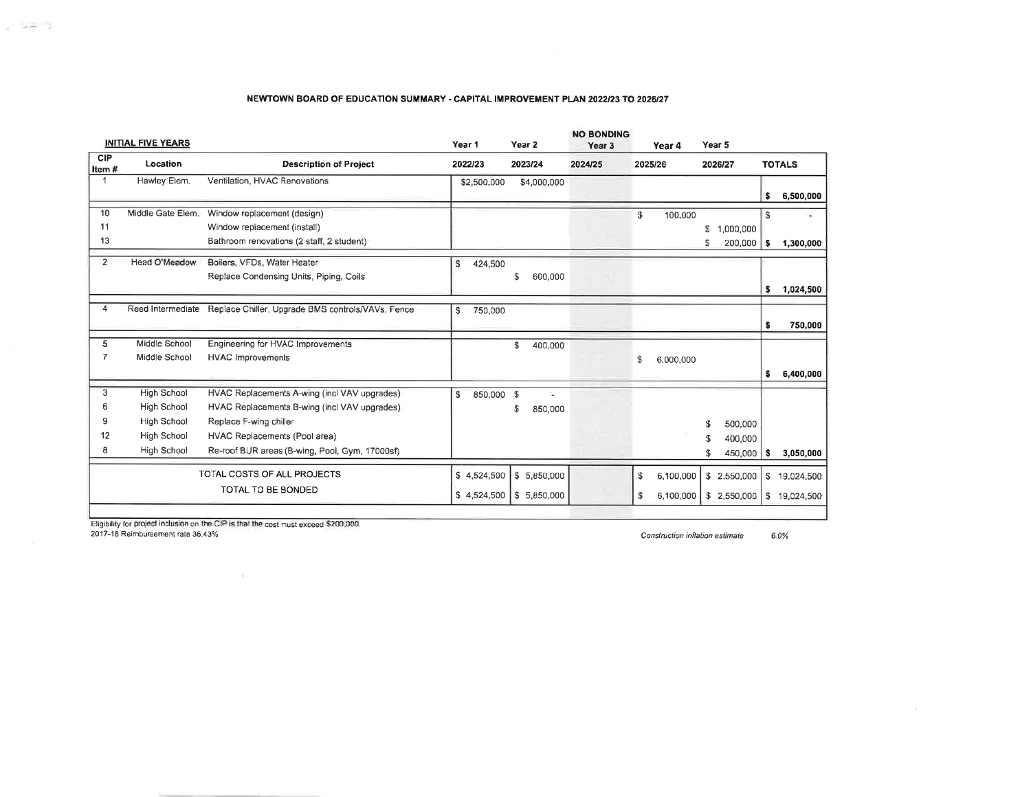# NEWTOWN BOARD OF EDUCATION SUMMARY - CAPITAL IMPROVEMENT PLAN 2022/23 TO 2026/27

| INITIAL FIVE YEARS | | | Year 1 | Year 2 | NO BONDING Year 3 | Year 4 | Year 5 | |
|---|---|---|---|---|---|---|---|---|
| CIP Item # | Location | Description of Project | 2022/23 | 2023/24 | 2024/25 | 2025/26 | 2026/27 | TOTALS |
| 1 | Hawley Elem. | Ventilation, HVAC Renovations | $2,500,000 | $4,000,000 | | | | $ 6,500,000 |
| 10 | Middle Gate Elem. | Window replacement (design) | | | | $ 100,000 | | $ - |
| 11 | | Window replacement (install) | | | | | $ 1,000,000 | |
| 13 | | Bathroom renovations (2 staff, 2 student) | | | | | $ 200,000 | $ 1,300,000 |
| 2 | Head O'Meadow | Boilers, VFDs, Water Heater | $ 424,500 | | | | | |
| | | Replace Condensing Units, Piping, Coils | | $ 600,000 | | | | $ 1,024,500 |
| 4 | Reed Intermediate | Replace Chiller, Upgrade BMS controls/VAVs, Fence | $ 750,000 | | | | | $ 750,000 |
| 5 | Middle School | Engineering for HVAC Improvements | | $ 400,000 | | | | |
| 7 | Middle School | HVAC Improvements | | | | $ 6,000,000 | | $ 6,400,000 |
| 3 | High School | HVAC Replacements A-wing (incl VAV upgrades) | $ 850,000 | $ - | | | | |
| 6 | High School | HVAC Replacements B-wing (incl VAV upgrades) | | $ 850,000 | | | | |
| 9 | High School | Replace F-wing chiller | | | | | $ 500,000 | |
| 12 | High School | HVAC Replacements (Pool area) | | | | | $ 400,000 | |
| 8 | High School | Re-roof BUR areas (B-wing, Pool, Gym, 17000sf) | | | | | $ 450,000 | $ 3,050,000 |
| | TOTAL COSTS OF ALL PROJECTS | | $ 4,524,500 | $ 5,850,000 | | $ 6,100,000 | $ 2,550,000 | $ 19,024,500 |
| | TOTAL TO BE BONDED | | $ 4,524,500 | $ 5,850,000 | | $ 6,100,000 | $ 2,550,000 | $ 19,024,500 |

Eligibility for project inclusion on the CIP is that the cost must exceed $200,000.
2017-18 Reimbursement rate 36.43%

*Construction inflation estimate* 6.0%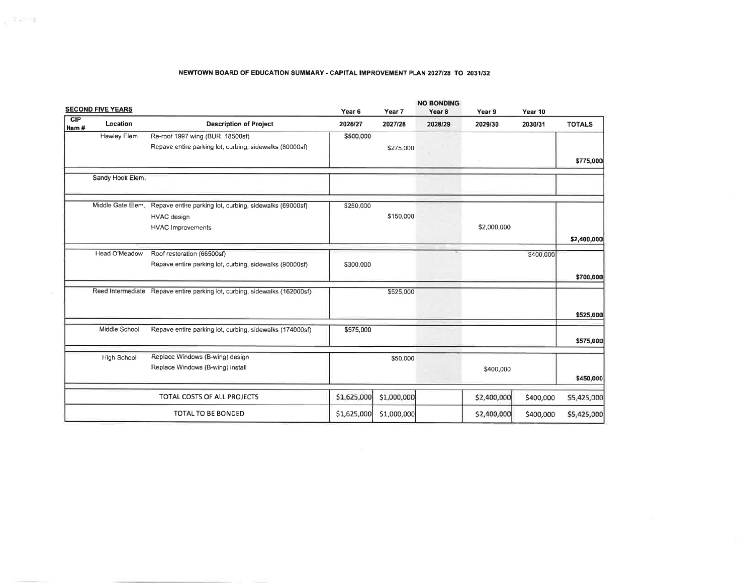**NEWTOWN BOARD OF EDUCATION SUMMARY - CAPITAL IMPROVEMENT PLAN 2027/28 TO 2031/32**

| **SECOND FIVE YEARS** | | | Year 6 | Year 7 | NO BONDING Year 8 | Year 9 | Year 10 | |
|---|---|---|---|---|---|---|---|---|
| **CIP Item #** | **Location** | **Description of Project** | **2026/27** | **2027/28** | **2028/29** | **2029/30** | **2030/31** | **TOTALS** |
| | Hawley Elem | Re-roof 1997 wing (BUR, 18500sf) | $500,000 | | | | | |
| | | Repave entire parking lot, curbing, sidewalks (80000sf) | | $275,000 | | | | |
| | | | | | | | | **$775,000** |
| | Sandy Hook Elem. | | | | | | | |
| | Middle Gate Elem. | Repave entire parking lot, curbing, sidewalks (69000sf) | $250,000 | | | | | |
| | | HVAC design | | $150,000 | | | | |
| | | HVAC Improvements | | | | $2,000,000 | | |
| | | | | | | | | **$2,400,000** |
| | Head O'Meadow | Roof restoration (66500sf) | | | | | $400,000 | |
| | | Repave entire parking lot, curbing, sidewalks (90000sf) | $300,000 | | | | | |
| | | | | | | | | **$700,000** |
| | Reed Intermediate | Repave entire parking lot, curbing, sidewalks (162000sf) | | $525,000 | | | | |
| | | | | | | | | **$525,000** |
| | Middle School | Repave entire parking lot, curbing, sidewalks (174000sf) | $575,000 | | | | | |
| | | | | | | | | **$575,000** |
| | High School | Replace Windows (B-wing) design | | $50,000 | | | | |
| | | Replace Windows (B-wing) install | | | | $400,000 | | |
| | | | | | | | | **$450,000** |
| | | TOTAL COSTS OF ALL PROJECTS | $1,625,000 | $1,000,000 | | $2,400,000 | $400,000 | $5,425,000 |
| | | TOTAL TO BE BONDED | $1,625,000 | $1,000,000 | | $2,400,000 | $400,000 | $5,425,000 |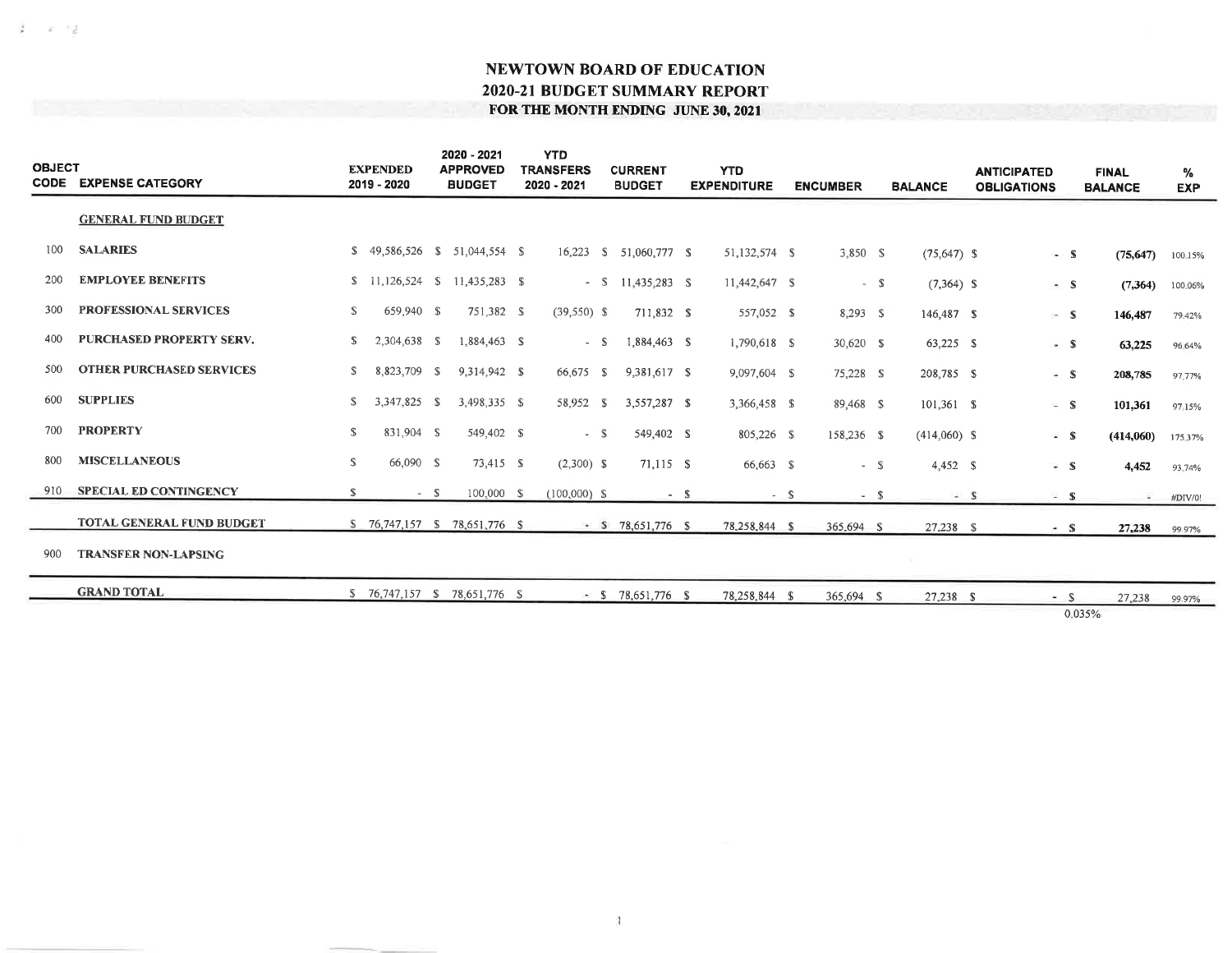# NEWTOWN BOARD OF EDUCATION
## 2020-21 BUDGET SUMMARY REPORT
### FOR THE MONTH ENDING JUNE 30, 2021

| OBJECT CODE | EXPENSE CATEGORY | EXPENDED 2019 - 2020 | 2020 - 2021 APPROVED BUDGET | YTD TRANSFERS 2020 - 2021 | CURRENT BUDGET | YTD EXPENDITURE | ENCUMBER | BALANCE | ANTICIPATED OBLIGATIONS | FINAL BALANCE | % EXP |
|---|---|---|---|---|---|---|---|---|---|---|---|
| | **GENERAL FUND BUDGET** | | | | | | | | | | |
| 100 | **SALARIES** | $ 49,586,526 | $ 51,044,554 | $ 16,223 | $ 51,060,777 | $ 51,132,574 | $ 3,850 | $ (75,647) | $ - | $ **(75,647)** | 100.15% |
| 200 | **EMPLOYEE BENEFITS** | $ 11,126,524 | $ 11,435,283 | $ - | $ 11,435,283 | $ 11,442,647 | $ - | $ (7,364) | $ - | $ **(7,364)** | 100.06% |
| 300 | **PROFESSIONAL SERVICES** | $ 659,940 | $ 751,382 | $ (39,550) | $ 711,832 | $ 557,052 | $ 8,293 | $ 146,487 | $ - | $ **146,487** | 79.42% |
| 400 | **PURCHASED PROPERTY SERV.** | $ 2,304,638 | $ 1,884,463 | $ - | $ 1,884,463 | $ 1,790,618 | $ 30,620 | $ 63,225 | $ - | $ **63,225** | 96.64% |
| 500 | **OTHER PURCHASED SERVICES** | $ 8,823,709 | $ 9,314,942 | $ 66,675 | $ 9,381,617 | $ 9,097,604 | $ 75,228 | $ 208,785 | $ - | $ **208,785** | 97.77% |
| 600 | **SUPPLIES** | $ 3,347,825 | $ 3,498,335 | $ 58,952 | $ 3,557,287 | $ 3,366,458 | $ 89,468 | $ 101,361 | $ - | $ **101,361** | 97.15% |
| 700 | **PROPERTY** | $ 831,904 | $ 549,402 | $ - | $ 549,402 | $ 805,226 | $ 158,236 | $ (414,060) | $ - | $ **(414,060)** | 175.37% |
| 800 | **MISCELLANEOUS** | $ 66,090 | $ 73,415 | $ (2,300) | $ 71,115 | $ 66,663 | $ - | $ 4,452 | $ - | $ **4,452** | 93.74% |
| 910 | **SPECIAL ED CONTINGENCY** | $ - | $ 100,000 | $ (100,000) | $ - | $ - | $ - | $ - | $ - | $ - | #DIV/0! |
| | **TOTAL GENERAL FUND BUDGET** | $ 76,747,157 | $ 78,651,776 | $ - | $ 78,651,776 | $ 78,258,844 | $ 365,694 | $ 27,238 | $ - | $ **27,238** | 99.97% |
| 900 | **TRANSFER NON-LAPSING** | | | | | | | | | | |
| | **GRAND TOTAL** | $ 76,747,157 | $ 78,651,776 | $ - | $ 78,651,776 | $ 78,258,844 | $ 365,694 | $ 27,238 | $ - | $ 27,238 | 99.97% |
| | | | | | | | | | | 0.035% | |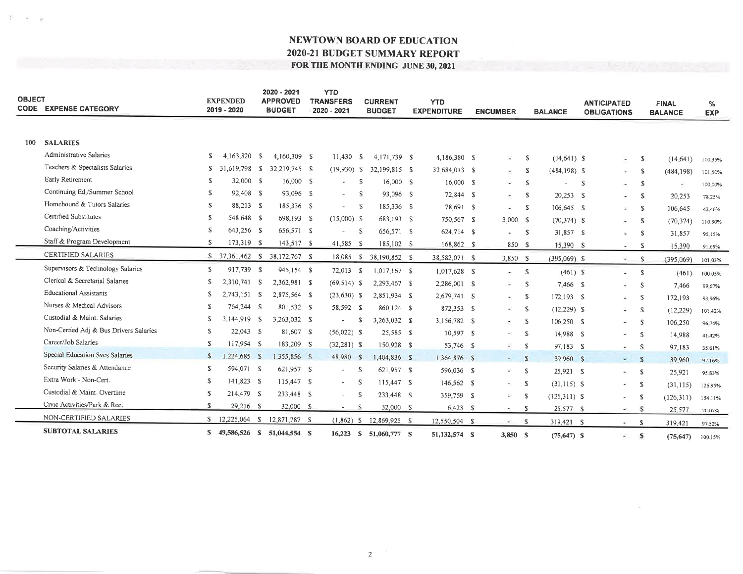# NEWTOWN BOARD OF EDUCATION
## 2020-21 BUDGET SUMMARY REPORT
### FOR THE MONTH ENDING JUNE 30, 2021

| OBJECT CODE | EXPENSE CATEGORY | EXPENDED 2019 - 2020 | 2020 - 2021 APPROVED BUDGET | YTD TRANSFERS 2020 - 2021 | CURRENT BUDGET | YTD EXPENDITURE | ENCUMBER | BALANCE | ANTICIPATED OBLIGATIONS | FINAL BALANCE | % EXP |
|---|---|---|---|---|---|---|---|---|---|---|---|
| 100 | **SALARIES** | | | | | | | | | | |
| | Administrative Salaries | $ 4,163,820 | $ 4,160,309 | $ 11,430 | $ 4,171,739 | $ 4,186,380 | $ - | $ (14,641) | $ - | $ (14,641) | 100.35% |
| | Teachers & Specialists Salaries | $ 31,619,798 | $ 32,219,745 | $ (19,930) | $ 32,199,815 | $ 32,684,013 | $ - | $ (484,198) | $ - | $ (484,198) | 101.50% |
| | Early Retirement | $ 32,000 | $ 16,000 | $ - | $ 16,000 | $ 16,000 | $ - | $ - | $ - | $ - | 100.00% |
| | Continuing Ed./Summer School | $ 92,408 | $ 93,096 | $ - | $ 93,096 | $ 72,844 | $ - | $ 20,253 | $ - | $ 20,253 | 78.25% |
| | Homebound & Tutors Salaries | $ 88,213 | $ 185,336 | $ - | $ 185,336 | $ 78,691 | $ - | $ 106,645 | $ - | $ 106,645 | 42.46% |
| | Certified Substitutes | $ 548,648 | $ 698,193 | $ (15,000) | $ 683,193 | $ 750,567 | $ 3,000 | $ (70,374) | $ - | $ (70,374) | 110.30% |
| | Coaching/Activities | $ 643,256 | $ 656,571 | $ - | $ 656,571 | $ 624,714 | $ - | $ 31,857 | $ - | $ 31,857 | 95.15% |
| | Staff & Program Development | $ 173,319 | $ 143,517 | $ 41,585 | $ 185,102 | $ 168,862 | $ 850 | $ 15,390 | $ - | $ 15,390 | 91.69% |
| | CERTIFIED SALARIES | $ 37,361,462 | $ 38,172,767 | $ 18,085 | $ 38,190,852 | $ 38,582,071 | $ 3,850 | $ (395,069) | $ - | $ (395,069) | 101.03% |
| | Supervisors & Technology Salaries | $ 917,739 | $ 945,154 | $ 72,013 | $ 1,017,167 | $ 1,017,628 | $ - | $ (461) | $ - | $ (461) | 100.05% |
| | Clerical & Secretarial Salaries | $ 2,310,741 | $ 2,362,981 | $ (69,514) | $ 2,293,467 | $ 2,286,001 | $ - | $ 7,466 | $ - | $ 7,466 | 99.67% |
| | Educational Assistants | $ 2,743,151 | $ 2,875,564 | $ (23,630) | $ 2,851,934 | $ 2,679,741 | $ - | $ 172,193 | $ - | $ 172,193 | 93.96% |
| | Nurses & Medical Advisors | $ 764,244 | $ 801,532 | $ 58,592 | $ 860,124 | $ 872,353 | $ - | $ (12,229) | $ - | $ (12,229) | 101.42% |
| | Custodial & Maint. Salaries | $ 3,144,919 | $ 3,263,032 | $ - | $ 3,263,032 | $ 3,156,782 | $ - | $ 106,250 | $ - | $ 106,250 | 96.74% |
| | Non-Certied Adj & Bus Drivers Salaries | $ 22,043 | $ 81,607 | $ (56,022) | $ 25,585 | $ 10,597 | $ - | $ 14,988 | $ - | $ 14,988 | 41.42% |
| | Career/Job Salaries | $ 117,954 | $ 183,209 | $ (32,281) | $ 150,928 | $ 53,746 | $ - | $ 97,183 | $ - | $ 97,183 | 35.61% |
| | Special Education Svcs Salaries | $ 1,224,685 | $ 1,355,856 | $ 48,980 | $ 1,404,836 | $ 1,364,876 | $ - | $ 39,960 | $ - | $ 39,960 | 97.16% |
| | Security Salaries & Attendance | $ 594,071 | $ 621,957 | $ - | $ 621,957 | $ 596,036 | $ - | $ 25,921 | $ - | $ 25,921 | 95.83% |
| | Extra Work - Non-Cert. | $ 141,823 | $ 115,447 | $ - | $ 115,447 | $ 146,562 | $ - | $ (31,115) | $ - | $ (31,115) | 126.95% |
| | Custodial & Maint. Overtime | $ 214,479 | $ 233,448 | $ - | $ 233,448 | $ 359,759 | $ - | $ (126,311) | $ - | $ (126,311) | 154.11% |
| | Civic Activities/Park & Rec. | $ 29,216 | $ 32,000 | $ - | $ 32,000 | $ 6,423 | $ - | $ 25,577 | $ - | $ 25,577 | 20.07% |
| | NON-CERTIFIED SALARIES | $ 12,225,064 | $ 12,871,787 | $ (1,862) | $ 12,869,925 | $ 12,550,504 | $ - | $ 319,421 | $ - | $ 319,421 | 97.52% |
| | **SUBTOTAL SALARIES** | **$ 49,586,526** | **$ 51,044,554** | **$ 16,223** | **$ 51,060,777** | **$ 51,132,574** | **$ 3,850** | **$ (75,647)** | **$ -** | **$ (75,647)** | **100.15%** |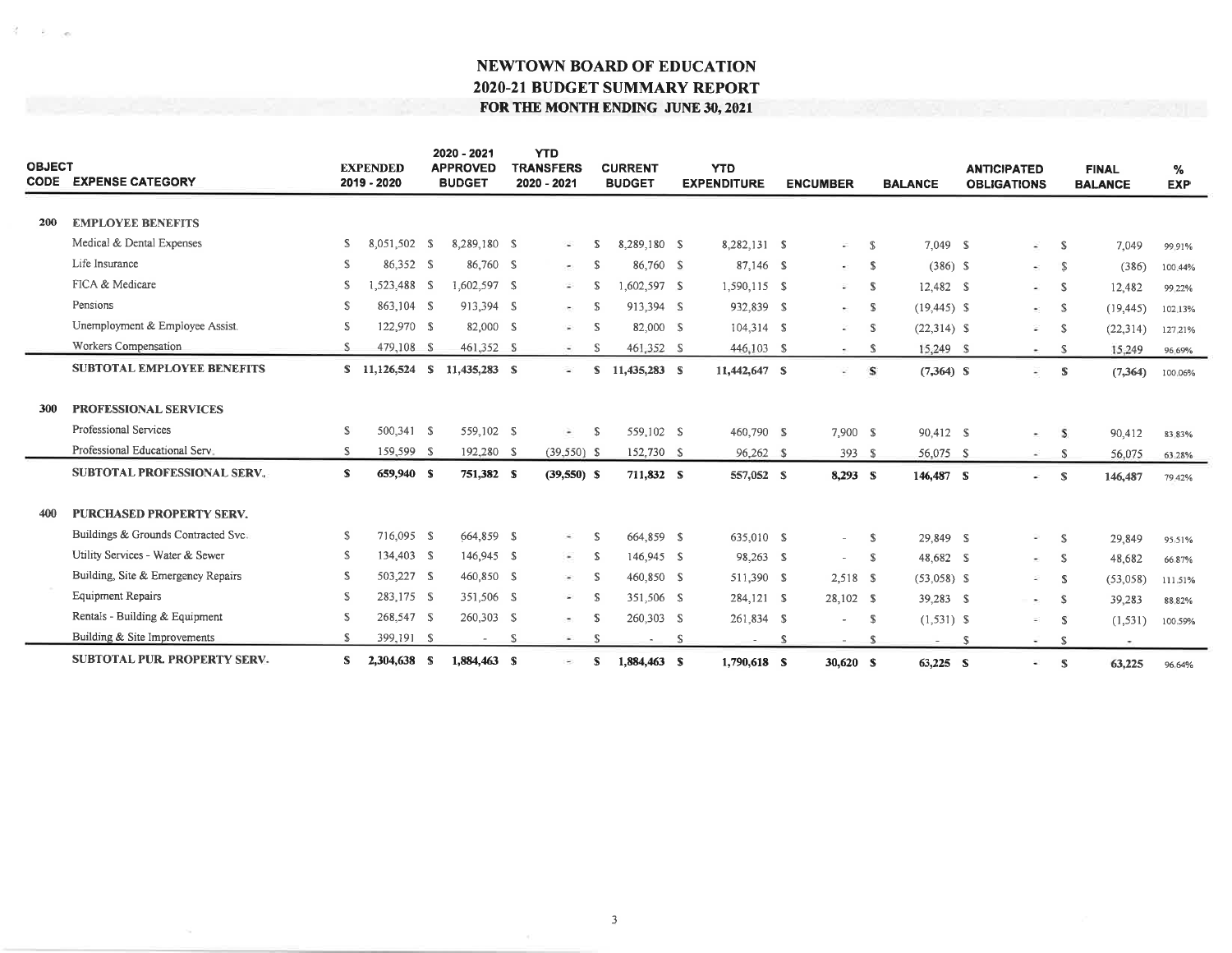# NEWTOWN BOARD OF EDUCATION
## 2020-21 BUDGET SUMMARY REPORT
### FOR THE MONTH ENDING JUNE 30, 2021

| OBJECT CODE | EXPENSE CATEGORY | EXPENDED 2019 - 2020 | 2020 - 2021 APPROVED BUDGET | YTD TRANSFERS 2020 - 2021 | CURRENT BUDGET | YTD EXPENDITURE | ENCUMBER | BALANCE | ANTICIPATED OBLIGATIONS | FINAL BALANCE | % EXP |
|---|---|---|---|---|---|---|---|---|---|---|---|
| **200** | **EMPLOYEE BENEFITS** | | | | | | | | | | |
| | Medical & Dental Expenses | $ 8,051,502 | $ 8,289,180 | $ - | $ 8,289,180 | $ 8,282,131 | $ - | $ 7,049 | $ - | $ 7,049 | 99.91% |
| | Life Insurance | $ 86,352 | $ 86,760 | $ - | $ 86,760 | $ 87,146 | $ - | $ (386) | $ - | $ (386) | 100.44% |
| | FICA & Medicare | $ 1,523,488 | $ 1,602,597 | $ - | $ 1,602,597 | $ 1,590,115 | $ - | $ 12,482 | $ - | $ 12,482 | 99.22% |
| | Pensions | $ 863,104 | $ 913,394 | $ - | $ 913,394 | $ 932,839 | $ - | $ (19,445) | $ - | $ (19,445) | 102.13% |
| | Unemployment & Employee Assist. | $ 122,970 | $ 82,000 | $ - | $ 82,000 | $ 104,314 | $ - | $ (22,314) | $ - | $ (22,314) | 127.21% |
| | Workers Compensation | $ 479,108 | $ 461,352 | $ - | $ 461,352 | $ 446,103 | $ - | $ 15,249 | $ - | $ 15,249 | 96.69% |
| | **SUBTOTAL EMPLOYEE BENEFITS** | **$ 11,126,524** | **$ 11,435,283** | **$ -** | **$ 11,435,283** | **$ 11,442,647** | **$ -** | **$ (7,364)** | **$ -** | **$ (7,364)** | **100.06%** |
| **300** | **PROFESSIONAL SERVICES** | | | | | | | | | | |
| | Professional Services | $ 500,341 | $ 559,102 | $ - | $ 559,102 | $ 460,790 | $ 7,900 | $ 90,412 | $ - | $ 90,412 | 83.83% |
| | Professional Educational Serv. | $ 159,599 | $ 192,280 | $ (39,550) | $ 152,730 | $ 96,262 | $ 393 | $ 56,075 | $ - | $ 56,075 | 63.28% |
| | **SUBTOTAL PROFESSIONAL SERV.** | **$ 659,940** | **$ 751,382** | **$ (39,550)** | **$ 711,832** | **$ 557,052** | **$ 8,293** | **$ 146,487** | **$ -** | **$ 146,487** | **79.42%** |
| **400** | **PURCHASED PROPERTY SERV.** | | | | | | | | | | |
| | Buildings & Grounds Contracted Svc. | $ 716,095 | $ 664,859 | $ - | $ 664,859 | $ 635,010 | $ - | $ 29,849 | $ - | $ 29,849 | 95.51% |
| | Utility Services - Water & Sewer | $ 134,403 | $ 146,945 | $ - | $ 146,945 | $ 98,263 | $ - | $ 48,682 | $ - | $ 48,682 | 66.87% |
| | Building, Site & Emergency Repairs | $ 503,227 | $ 460,850 | $ - | $ 460,850 | $ 511,390 | $ 2,518 | $ (53,058) | $ - | $ (53,058) | 111.51% |
| | Equipment Repairs | $ 283,175 | $ 351,506 | $ - | $ 351,506 | $ 284,121 | $ 28,102 | $ 39,283 | $ - | $ 39,283 | 88.82% |
| | Rentals - Building & Equipment | $ 268,547 | $ 260,303 | $ - | $ 260,303 | $ 261,834 | $ - | $ (1,531) | $ - | $ (1,531) | 100.59% |
| | Building & Site Improvements | $ 399,191 | $ - | $ - | $ - | $ - | $ - | $ - | $ - | $ - | |
| | **SUBTOTAL PUR. PROPERTY SERV.** | **$ 2,304,638** | **$ 1,884,463** | **$ -** | **$ 1,884,463** | **$ 1,790,618** | **$ 30,620** | **$ 63,225** | **$ -** | **$ 63,225** | **96.64%** |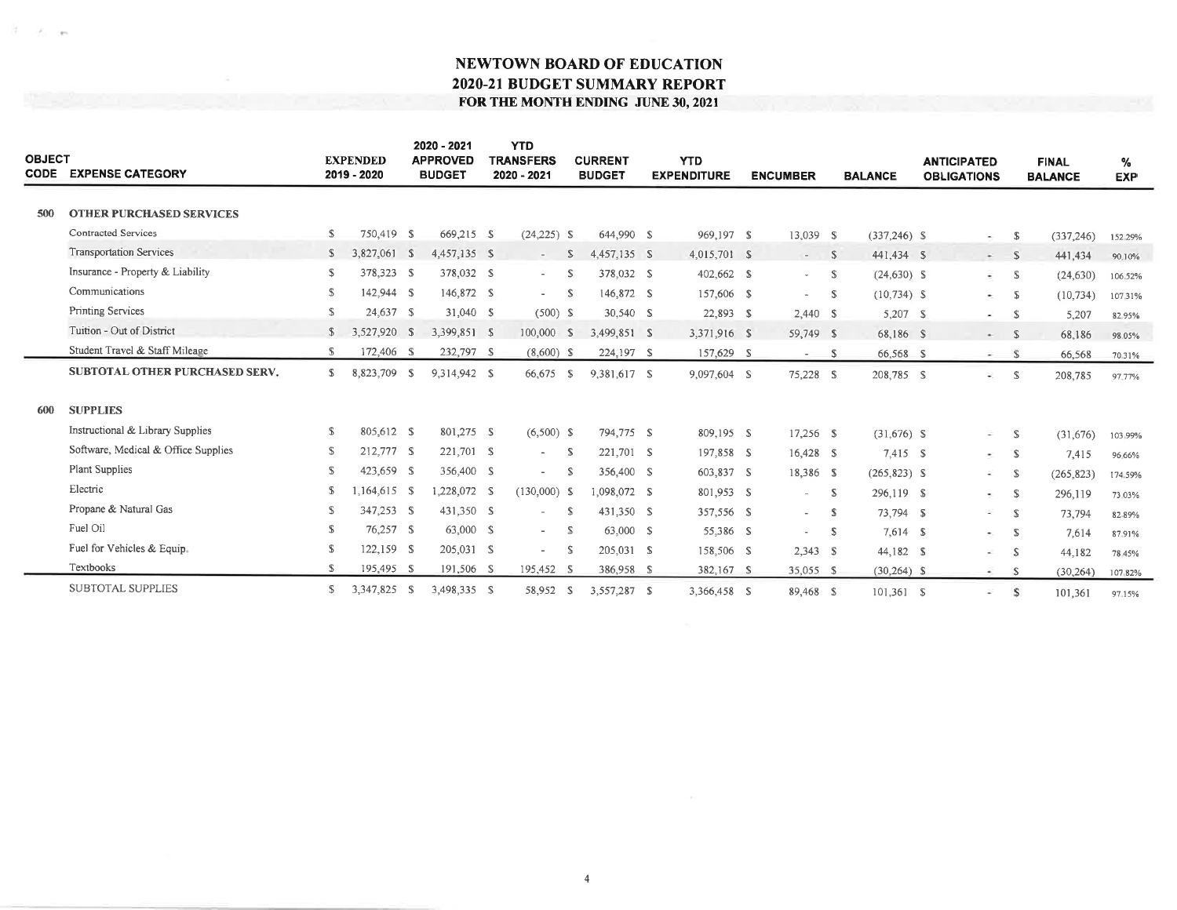# NEWTOWN BOARD OF EDUCATION
## 2020-21 BUDGET SUMMARY REPORT
### FOR THE MONTH ENDING JUNE 30, 2021

| OBJECT CODE | EXPENSE CATEGORY | EXPENDED 2019 - 2020 | 2020 - 2021 APPROVED BUDGET | YTD TRANSFERS 2020 - 2021 | CURRENT BUDGET | YTD EXPENDITURE | ENCUMBER | BALANCE | ANTICIPATED OBLIGATIONS | FINAL BALANCE | % EXP |
|---|---|---|---|---|---|---|---|---|---|---|---|
| 500 | OTHER PURCHASED SERVICES | | | | | | | | | | |
| | Contracted Services | $ 750,419 | $ 669,215 | $ (24,225) | $ 644,990 | $ 969,197 | $ 13,039 | $ (337,246) | $ - | $ (337,246) | 152.29% |
| | Transportation Services | $ 3,827,061 | $ 4,457,135 | $ - | $ 4,457,135 | $ 4,015,701 | $ - | $ 441,434 | $ - | $ 441,434 | 90.10% |
| | Insurance - Property & Liability | $ 378,323 | $ 378,032 | $ - | $ 378,032 | $ 402,662 | $ - | $ (24,630) | $ - | $ (24,630) | 106.52% |
| | Communications | $ 142,944 | $ 146,872 | $ - | $ 146,872 | $ 157,606 | $ - | $ (10,734) | $ - | $ (10,734) | 107.31% |
| | Printing Services | $ 24,637 | $ 31,040 | $ (500) | $ 30,540 | $ 22,893 | $ 2,440 | $ 5,207 | $ - | $ 5,207 | 82.95% |
| | Tuition - Out of District | $ 3,527,920 | $ 3,399,851 | $ 100,000 | $ 3,499,851 | $ 3,371,916 | $ 59,749 | $ 68,186 | $ - | $ 68,186 | 98.05% |
| | Student Travel & Staff Mileage | $ 172,406 | $ 232,797 | $ (8,600) | $ 224,197 | $ 157,629 | $ - | $ 66,568 | $ - | $ 66,568 | 70.31% |
| | SUBTOTAL OTHER PURCHASED SERV. | $ 8,823,709 | $ 9,314,942 | $ 66,675 | $ 9,381,617 | $ 9,097,604 | $ 75,228 | $ 208,785 | $ - | $ 208,785 | 97.77% |
| 600 | SUPPLIES | | | | | | | | | | |
| | Instructional & Library Supplies | $ 805,612 | $ 801,275 | $ (6,500) | $ 794,775 | $ 809,195 | $ 17,256 | $ (31,676) | $ - | $ (31,676) | 103.99% |
| | Software, Medical & Office Supplies | $ 212,777 | $ 221,701 | $ - | $ 221,701 | $ 197,858 | $ 16,428 | $ 7,415 | $ - | $ 7,415 | 96.66% |
| | Plant Supplies | $ 423,659 | $ 356,400 | $ - | $ 356,400 | $ 603,837 | $ 18,386 | $ (265,823) | $ - | $ (265,823) | 174.59% |
| | Electric | $ 1,164,615 | $ 1,228,072 | $ (130,000) | $ 1,098,072 | $ 801,953 | $ - | $ 296,119 | $ - | $ 296,119 | 73.03% |
| | Propane & Natural Gas | $ 347,253 | $ 431,350 | $ - | $ 431,350 | $ 357,556 | $ - | $ 73,794 | $ - | $ 73,794 | 82.89% |
| | Fuel Oil | $ 76,257 | $ 63,000 | $ - | $ 63,000 | $ 55,386 | $ - | $ 7,614 | $ - | $ 7,614 | 87.91% |
| | Fuel for Vehicles & Equip. | $ 122,159 | $ 205,031 | $ - | $ 205,031 | $ 158,506 | $ 2,343 | $ 44,182 | $ - | $ 44,182 | 78.45% |
| | Textbooks | $ 195,495 | $ 191,506 | $ 195,452 | $ 386,958 | $ 382,167 | $ 35,055 | $ (30,264) | $ - | $ (30,264) | 107.82% |
| | SUBTOTAL SUPPLIES | $ 3,347,825 | $ 3,498,335 | $ 58,952 | $ 3,557,287 | $ 3,366,458 | $ 89,468 | $ 101,361 | $ - | $ 101,361 | 97.15% |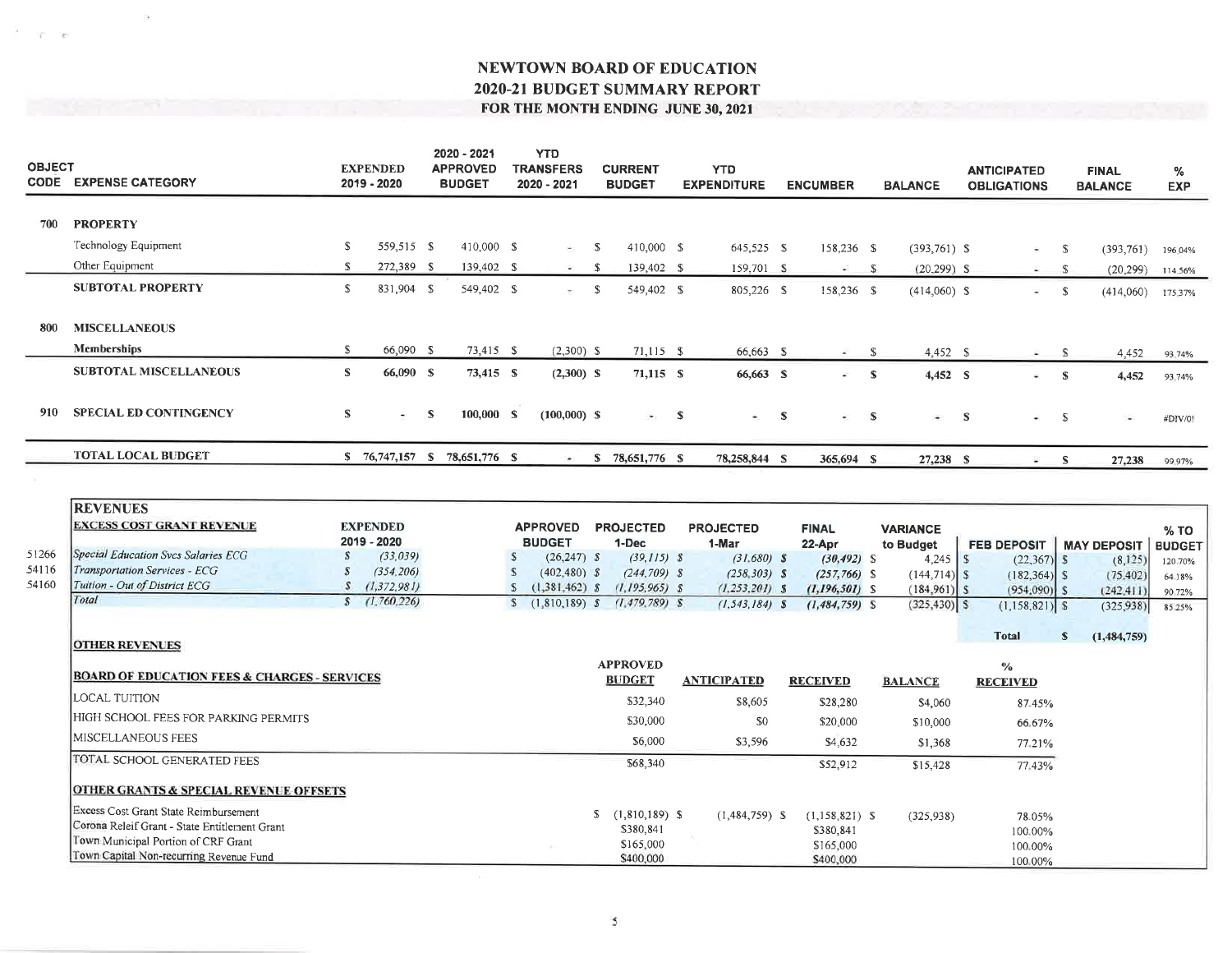# NEWTOWN BOARD OF EDUCATION
## 2020-21 BUDGET SUMMARY REPORT
### FOR THE MONTH ENDING JUNE 30, 2021

| OBJECT CODE | EXPENSE CATEGORY | EXPENDED 2019 - 2020 | 2020 - 2021 APPROVED BUDGET | YTD TRANSFERS 2020 - 2021 | CURRENT BUDGET | YTD EXPENDITURE | ENCUMBER | BALANCE | ANTICIPATED OBLIGATIONS | FINAL BALANCE | % EXP |
|---|---|---|---|---|---|---|---|---|---|---|---|
| 700 | **PROPERTY** | | | | | | | | | | |
| | Technology Equipment | $ 559,515 | $ 410,000 | $ - | $ 410,000 | $ 645,525 | $ 158,236 | $ (393,761) | $ - | $ (393,761) | 196.04% |
| | Other Equipment | $ 272,389 | $ 139,402 | $ - | $ 139,402 | $ 159,701 | $ - | $ (20,299) | $ - | $ (20,299) | 114.56% |
| | **SUBTOTAL PROPERTY** | $ 831,904 | $ 549,402 | $ - | $ 549,402 | $ 805,226 | $ 158,236 | $ (414,060) | $ - | $ (414,060) | 175.37% |
| 800 | **MISCELLANEOUS** | | | | | | | | | | |
| | **Memberships** | $ 66,090 | $ 73,415 | $ (2,300) | $ 71,115 | $ 66,663 | $ - | $ 4,452 | $ - | $ 4,452 | 93.74% |
| | **SUBTOTAL MISCELLANEOUS** | $ 66,090 | $ 73,415 | $ (2,300) | $ 71,115 | $ 66,663 | $ - | $ 4,452 | $ - | $ 4,452 | 93.74% |
| 910 | **SPECIAL ED CONTINGENCY** | $ - | $ 100,000 | $ (100,000) | $ - | $ - | $ - | $ - | $ - | $ - | #DIV/0! |
| | **TOTAL LOCAL BUDGET** | $ 76,747,157 | $ 78,651,776 | $ - | $ 78,651,776 | $ 78,258,844 | $ 365,694 | $ 27,238 | $ - | $ 27,238 | 99.97% |

## REVENUES

| | EXCESS COST GRANT REVENUE | EXPENDED 2019 - 2020 | APPROVED BUDGET | PROJECTED 1-Dec | PROJECTED 1-Mar | FINAL 22-Apr | VARIANCE to Budget | FEB DEPOSIT | MAY DEPOSIT | % TO BUDGET |
|---|---|---|---|---|---|---|---|---|---|---|
| 51266 | *Special Education Svcs Salaries ECG* | $ (33,039) | $ (26,247) | $ (39,115) | $ (31,680) | $ (30,492) | $ 4,245 | $ (22,367) | $ (8,125) | 120.70% |
| 54116 | *Transportation Services - ECG* | $ (354,206) | $ (402,480) | $ (244,709) | $ (258,303) | $ (257,766) | $ (144,714) | $ (182,364) | $ (75,402) | 64.18% |
| 54160 | *Tuition - Out of District ECG* | $ (1,372,981) | $ (1,381,462) | $ (1,195,965) | $ (1,253,201) | $ (1,196,501) | $ (184,961) | $ (954,090) | $ (242,411) | 90.72% |
| | *Total* | $ (1,760,226) | $ (1,810,189) | $ (1,479,789) | $ (1,543,184) | $ (1,484,759) | $ (325,430) | $ (1,158,821) | $ (325,938) | 85.25% |
| | | | | | | | | Total | $ (1,484,759) | |

### OTHER REVENUES

| BOARD OF EDUCATION FEES & CHARGES - SERVICES | APPROVED BUDGET | ANTICIPATED | RECEIVED | BALANCE | % RECEIVED |
|---|---|---|---|---|---|
| LOCAL TUITION | $32,340 | $8,605 | $28,280 | $4,060 | 87.45% |
| HIGH SCHOOL FEES FOR PARKING PERMITS | $30,000 | $0 | $20,000 | $10,000 | 66.67% |
| MISCELLANEOUS FEES | $6,000 | $3,596 | $4,632 | $1,368 | 77.21% |
| TOTAL SCHOOL GENERATED FEES | $68,340 | | $52,912 | $15,428 | 77.43% |
| **OTHER GRANTS & SPECIAL REVENUE OFFSETS** | | | | | |
| Excess Cost Grant State Reimbursement | $ (1,810,189) | $ (1,484,759) | $ (1,158,821) | $ (325,938) | 78.05% |
| Corona Releif Grant - State Entitlement Grant | $380,841 | | $380,841 | | 100.00% |
| Town Municipal Portion of CRF Grant | $165,000 | | $165,000 | | 100.00% |
| Town Capital Non-recurring Revenue Fund | $400,000 | | $400,000 | | 100.00% |